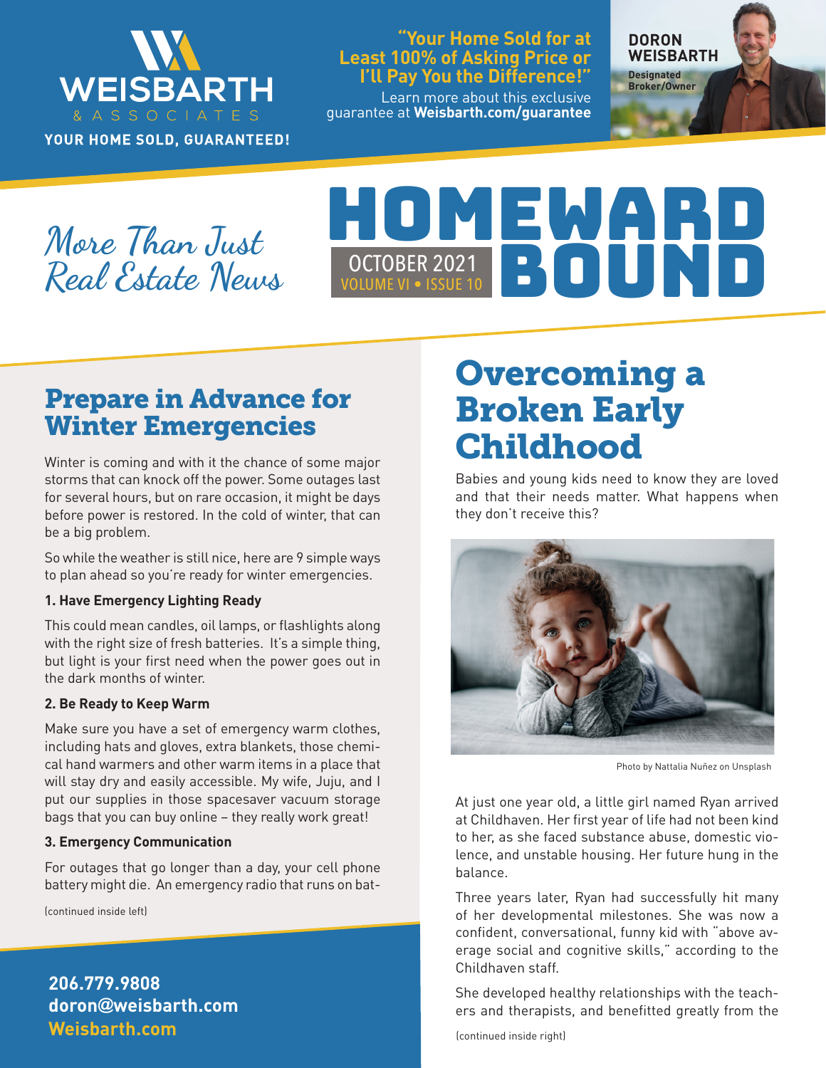# WEISBARTH & ASSOCIATES

**YOUR HOME SOLD, GUARANTEED!**

**"Your Home Sold for at Least 100% of Asking Price or I'll Pay You the Difference!"**

Learn more about this exclusive guarantee at **Weisbarth.com/guarantee**

**DORON WEISBARTH**
**Designated Broker/Owner**

*More Than Just Real Estate News*

# HOMEWARD BOUND

OCTOBER 2021
VOLUME VI • ISSUE 10

## Prepare in Advance for Winter Emergencies

Winter is coming and with it the chance of some major storms that can knock off the power. Some outages last for several hours, but on rare occasion, it might be days before power is restored. In the cold of winter, that can be a big problem.

So while the weather is still nice, here are 9 simple ways to plan ahead so you're ready for winter emergencies.

**1. Have Emergency Lighting Ready**

This could mean candles, oil lamps, or flashlights along with the right size of fresh batteries. It's a simple thing, but light is your first need when the power goes out in the dark months of winter.

**2. Be Ready to Keep Warm**

Make sure you have a set of emergency warm clothes, including hats and gloves, extra blankets, those chemical hand warmers and other warm items in a place that will stay dry and easily accessible. My wife, Juju, and I put our supplies in those spacesaver vacuum storage bags that you can buy online – they really work great!

**3. Emergency Communication**

For outages that go longer than a day, your cell phone battery might die. An emergency radio that runs on bat-

(continued inside left)

**206.779.9808**
**doron@weisbarth.com**
**Weisbarth.com**

## Overcoming a Broken Early Childhood

Babies and young kids need to know they are loved and that their needs matter. What happens when they don't receive this?

Photo by Nattalia Nuñez on Unsplash

At just one year old, a little girl named Ryan arrived at Childhaven. Her first year of life had not been kind to her, as she faced substance abuse, domestic violence, and unstable housing. Her future hung in the balance.

Three years later, Ryan had successfully hit many of her developmental milestones. She was now a confident, conversational, funny kid with "above average social and cognitive skills," according to the Childhaven staff.

She developed healthy relationships with the teachers and therapists, and benefitted greatly from the

(continued inside right)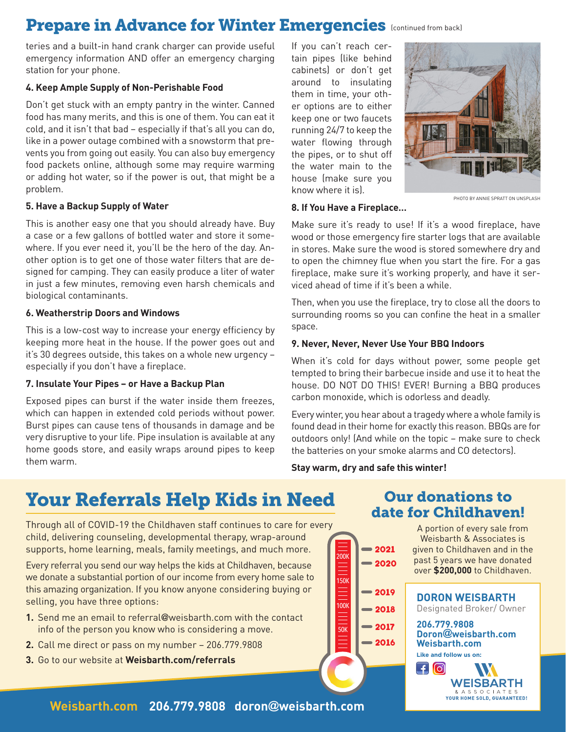# Prepare in Advance for Winter Emergencies (continued from back)

teries and a built-in hand crank charger can provide useful emergency information AND offer an emergency charging station for your phone.

**4. Keep Ample Supply of Non-Perishable Food**

Don't get stuck with an empty pantry in the winter. Canned food has many merits, and this is one of them. You can eat it cold, and it isn't that bad – especially if that's all you can do, like in a power outage combined with a snowstorm that prevents you from going out easily. You can also buy emergency food packets online, although some may require warming or adding hot water, so if the power is out, that might be a problem.

**5. Have a Backup Supply of Water**

This is another easy one that you should already have. Buy a case or a few gallons of bottled water and store it somewhere. If you ever need it, you'll be the hero of the day. Another option is to get one of those water filters that are designed for camping. They can easily produce a liter of water in just a few minutes, removing even harsh chemicals and biological contaminants.

**6. Weatherstrip Doors and Windows**

This is a low-cost way to increase your energy efficiency by keeping more heat in the house. If the power goes out and it's 30 degrees outside, this takes on a whole new urgency – especially if you don't have a fireplace.

**7. Insulate Your Pipes – or Have a Backup Plan**

Exposed pipes can burst if the water inside them freezes, which can happen in extended cold periods without power. Burst pipes can cause tens of thousands in damage and be very disruptive to your life. Pipe insulation is available at any home goods store, and easily wraps around pipes to keep them warm.

If you can't reach certain pipes (like behind cabinets) or don't get around to insulating them in time, your other options are to either keep one or two faucets running 24/7 to keep the water flowing through the pipes, or to shut off the water main to the house (make sure you know where it is).

PHOTO BY ANNIE SPRATT ON UNSPLASH

**8. If You Have a Fireplace...**

Make sure it's ready to use! If it's a wood fireplace, have wood or those emergency fire starter logs that are available in stores. Make sure the wood is stored somewhere dry and to open the chimney flue when you start the fire. For a gas fireplace, make sure it's working properly, and have it serviced ahead of time if it's been a while.

Then, when you use the fireplace, try to close all the doors to surrounding rooms so you can confine the heat in a smaller space.

**9. Never, Never, Never Use Your BBQ Indoors**

When it's cold for days without power, some people get tempted to bring their barbecue inside and use it to heat the house. DO NOT DO THIS! EVER! Burning a BBQ produces carbon monoxide, which is odorless and deadly.

Every winter, you hear about a tragedy where a whole family is found dead in their home for exactly this reason. BBQs are for outdoors only! (And while on the topic – make sure to check the batteries on your smoke alarms and CO detectors).

**Stay warm, dry and safe this winter!**

# Your Referrals Help Kids in Need

Through all of COVID-19 the Childhaven staff continues to care for every child, delivering counseling, developmental therapy, wrap-around supports, home learning, meals, family meetings, and much more.

Every referral you send our way helps the kids at Childhaven, because we donate a substantial portion of our income from every home sale to this amazing organization. If you know anyone considering buying or selling, you have three options:

1. Send me an email to referral@weisbarth.com with the contact info of the person you know who is considering a move.
2. Call me direct or pass on my number – 206.779.9808
3. Go to our website at **Weisbarth.com/referrals**

## Our donations to date for Childhaven!

200K, 150K, 100K, 50K — 2021, 2020, 2019, 2018, 2017, 2016

A portion of every sale from Weisbarth & Associates is given to Childhaven and in the past 5 years we have donated over **$200,000** to Childhaven.

**DORON WEISBARTH**
Designated Broker/ Owner

**206.779.9808**
**Doron@weisbarth.com**
**Weisbarth.com**

**Like and follow us on:**

WEISBARTH & ASSOCIATES
YOUR HOME SOLD, GUARANTEED!

**Weisbarth.com 206.779.9808 doron@weisbarth.com**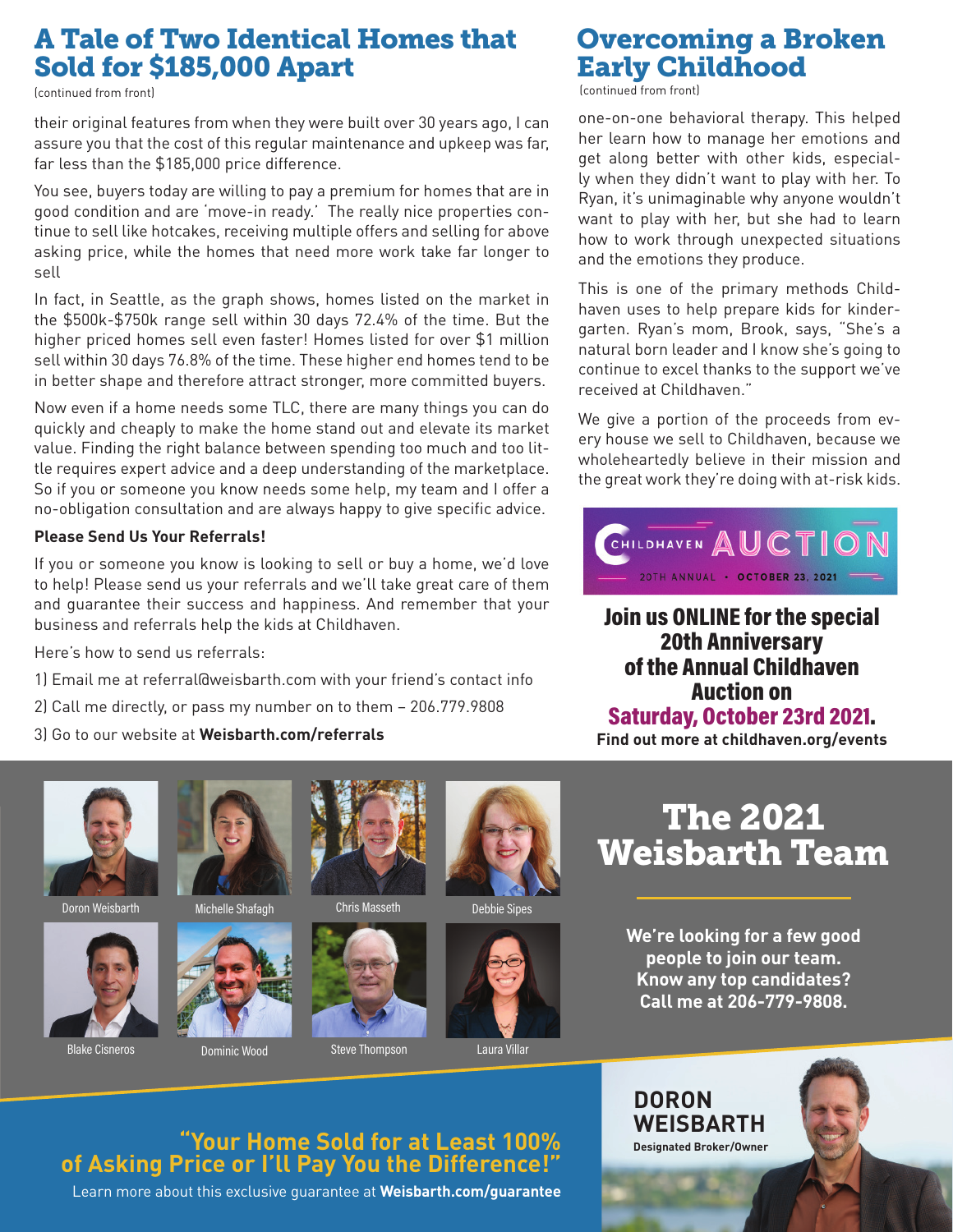# A Tale of Two Identical Homes that Sold for $185,000 Apart

(continued from front)

their original features from when they were built over 30 years ago, I can assure you that the cost of this regular maintenance and upkeep was far, far less than the $185,000 price difference.

You see, buyers today are willing to pay a premium for homes that are in good condition and are 'move-in ready.' The really nice properties continue to sell like hotcakes, receiving multiple offers and selling for above asking price, while the homes that need more work take far longer to sell

In fact, in Seattle, as the graph shows, homes listed on the market in the $500k-$750k range sell within 30 days 72.4% of the time. But the higher priced homes sell even faster! Homes listed for over $1 million sell within 30 days 76.8% of the time. These higher end homes tend to be in better shape and therefore attract stronger, more committed buyers.

Now even if a home needs some TLC, there are many things you can do quickly and cheaply to make the home stand out and elevate its market value. Finding the right balance between spending too much and too little requires expert advice and a deep understanding of the marketplace. So if you or someone you know needs some help, my team and I offer a no-obligation consultation and are always happy to give specific advice.

**Please Send Us Your Referrals!**

If you or someone you know is looking to sell or buy a home, we'd love to help! Please send us your referrals and we'll take great care of them and guarantee their success and happiness. And remember that your business and referrals help the kids at Childhaven.

Here's how to send us referrals:

1) Email me at referral@weisbarth.com with your friend's contact info
2) Call me directly, or pass my number on to them – 206.779.9808
3) Go to our website at **Weisbarth.com/referrals**

# Overcoming a Broken Early Childhood

(continued from front)

one-on-one behavioral therapy. This helped her learn how to manage her emotions and get along better with other kids, especially when they didn't want to play with her. To Ryan, it's unimaginable why anyone wouldn't want to play with her, but she had to learn how to work through unexpected situations and the emotions they produce.

This is one of the primary methods Childhaven uses to help prepare kids for kindergarten. Ryan's mom, Brook, says, "She's a natural born leader and I know she's going to continue to excel thanks to the support we've received at Childhaven."

We give a portion of the proceeds from every house we sell to Childhaven, because we wholeheartedly believe in their mission and the great work they're doing with at-risk kids.

CHILDHAVEN AUCTION
20TH ANNUAL • OCTOBER 23, 2021

**Join us ONLINE for the special 20th Anniversary of the Annual Childhaven Auction on Saturday, October 23rd 2021.**

**Find out more at childhaven.org/events**

# The 2021 Weisbarth Team

Doron Weisbarth, Michelle Shafagh, Chris Masseth, Debbie Sipes, Blake Cisneros, Dominic Wood, Steve Thompson, Laura Villar

**We're looking for a few good people to join our team. Know any top candidates? Call me at 206-779-9808.**

## "Your Home Sold for at Least 100% of Asking Price or I'll Pay You the Difference!"

Learn more about this exclusive guarantee at **Weisbarth.com/guarantee**

**DORON WEISBARTH**
**Designated Broker/Owner**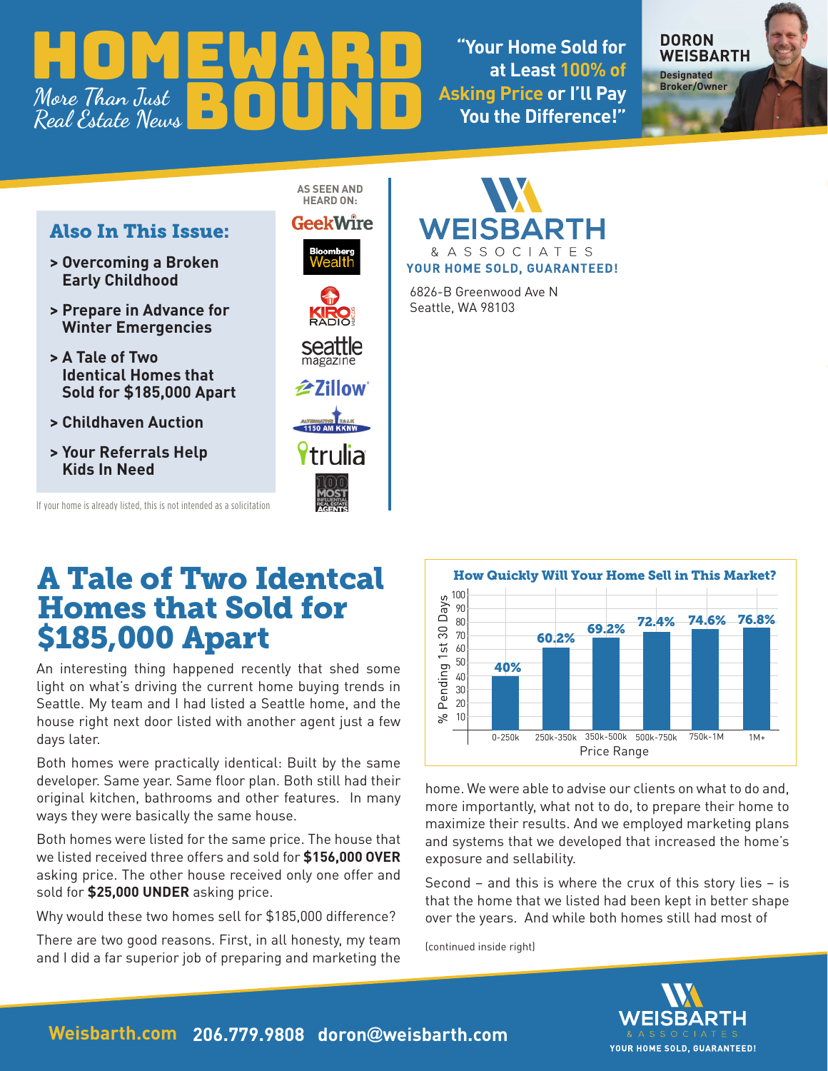# HOMEWARD BOUND

*More Than Just Real Estate News*

**"Your Home Sold for at Least 100% of Asking Price or I'll Pay You the Difference!"**

**DORON WEISBARTH**
Designated Broker/Owner

## Also In This Issue:

- > Overcoming a Broken Early Childhood
- > Prepare in Advance for Winter Emergencies
- > A Tale of Two Identical Homes that Sold for $185,000 Apart
- > Childhaven Auction
- > Your Referrals Help Kids In Need

If your home is already listed, this is not intended as a solicitation

AS SEEN AND HEARD ON:
GeekWire
Bloomberg Wealth
KIRO RADIO
seattle magazine
Zillow
1150 AM KKNW
trulia
100 MOST INFLUENTIAL REAL ESTATE AGENTS

WEISBARTH & ASSOCIATES
YOUR HOME SOLD, GUARANTEED!

6826-B Greenwood Ave N
Seattle, WA 98103

# A Tale of Two Identcal Homes that Sold for $185,000 Apart

An interesting thing happened recently that shed some light on what's driving the current home buying trends in Seattle. My team and I had listed a Seattle home, and the house right next door listed with another agent just a few days later.

Both homes were practically identical: Built by the same developer. Same year. Same floor plan. Both still had their original kitchen, bathrooms and other features. In many ways they were basically the same house.

Both homes were listed for the same price. The house that we listed received three offers and sold for **$156,000 OVER** asking price. The other house received only one offer and sold for **$25,000 UNDER** asking price.

Why would these two homes sell for $185,000 difference?

There are two good reasons. First, in all honesty, my team and I did a far superior job of preparing and marketing the home. We were able to advise our clients on what to do and, more importantly, what not to do, to prepare their home to maximize their results. And we employed marketing plans and systems that we developed that increased the home's exposure and sellability.

Second – and this is where the crux of this story lies – is that the home that we listed had been kept in better shape over the years. And while both homes still had most of

(continued inside right)

**How Quickly Will Your Home Sell in This Market?**

% Pending 1st 30 Days

Price Range

0-250k: 40%
250k-350k: 60.2%
350k-500k: 69.2%
500k-750k: 72.4%
750k-1M: 74.6%
1M+: 76.8%

Weisbarth.com 206.779.9808 doron@weisbarth.com

WEISBARTH & ASSOCIATES
YOUR HOME SOLD, GUARANTEED!